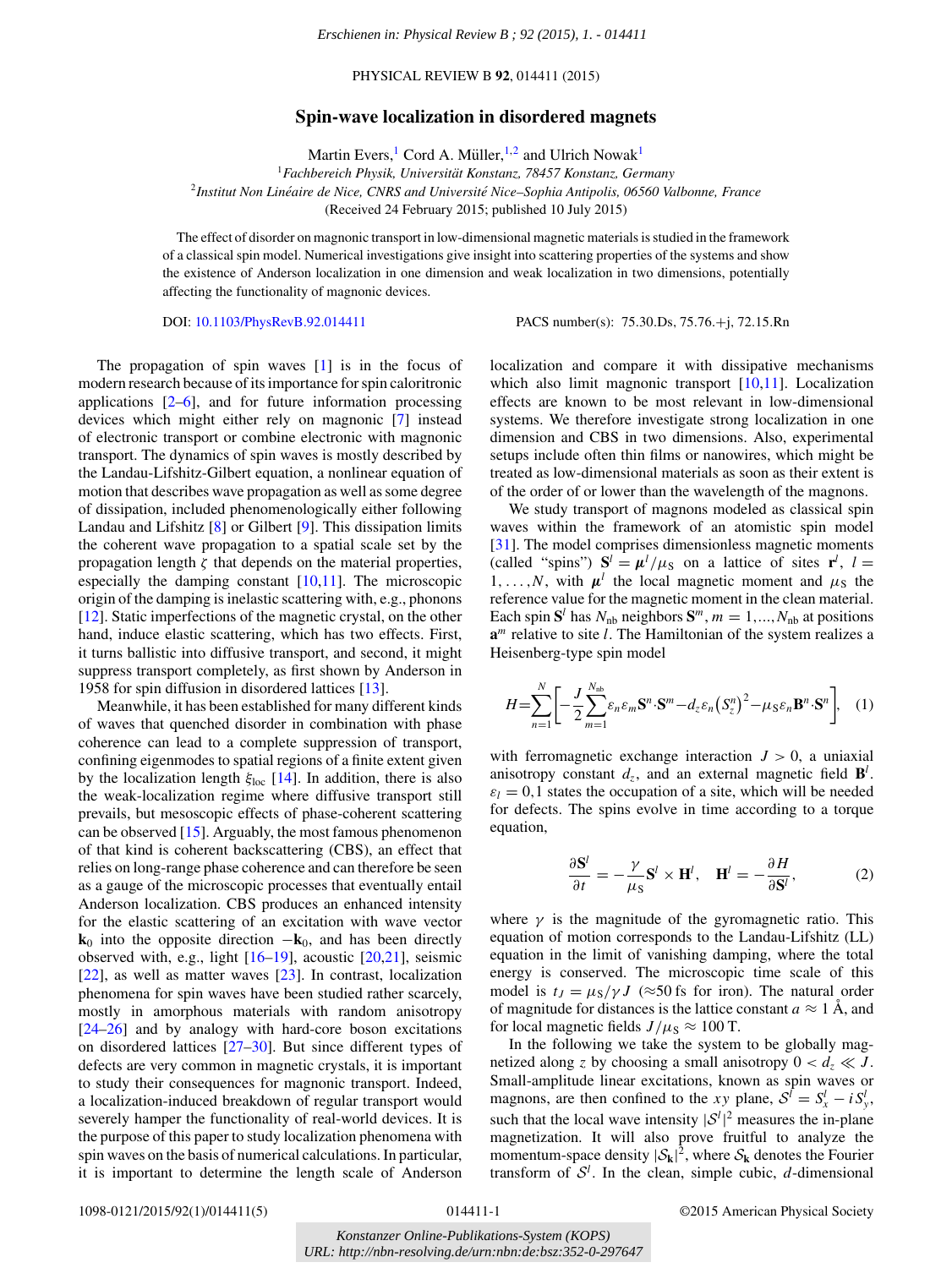# Spin-wave localization in disordered magnets

Martin Evers,[1] Cord A. Müller,[1,2] and Ulrich Nowak[1]

[1]*Fachbereich Physik, Universität Konstanz, 78457 Konstanz, Germany*

[2]*Institut Non Linéaire de Nice, CNRS and Université Nice–Sophia Antipolis, 06560 Valbonne, France*

(Received 24 February 2015; published 10 July 2015)

The effect of disorder on magnonic transport in low-dimensional magnetic materials is studied in the framework of a classical spin model. Numerical investigations give insight into scattering properties of the systems and show the existence of Anderson localization in one dimension and weak localization in two dimensions, potentially affecting the functionality of magnonic devices.

DOI: 10.1103/PhysRevB.92.014411 PACS number(s): 75.30.Ds, 75.76.+j, 72.15.Rn

The propagation of spin waves [1] is in the focus of modern research because of its importance for spin caloritronic applications [2–6], and for future information processing devices which might either rely on magnonic [7] instead of electronic transport or combine electronic with magnonic transport. The dynamics of spin waves is mostly described by the Landau-Lifshitz-Gilbert equation, a nonlinear equation of motion that describes wave propagation as well as some degree of dissipation, included phenomenologically either following Landau and Lifshitz [8] or Gilbert [9]. This dissipation limits the coherent wave propagation to a spatial scale set by the propagation length $\zeta$ that depends on the material properties, especially the damping constant [10,11]. The microscopic origin of the damping is inelastic scattering with, e.g., phonons [12]. Static imperfections of the magnetic crystal, on the other hand, induce elastic scattering, which has two effects. First, it turns ballistic into diffusive transport, and second, it might suppress transport completely, as first shown by Anderson in 1958 for spin diffusion in disordered lattices [13].

Meanwhile, it has been established for many different kinds of waves that quenched disorder in combination with phase coherence can lead to a complete suppression of transport, confining eigenmodes to spatial regions of a finite extent given by the localization length $\xi_{\text{loc}}$ [14]. In addition, there is also the weak-localization regime where diffusive transport still prevails, but mesoscopic effects of phase-coherent scattering can be observed [15]. Arguably, the most famous phenomenon of that kind is coherent backscattering (CBS), an effect that relies on long-range phase coherence and can therefore be seen as a gauge of the microscopic processes that eventually entail Anderson localization. CBS produces an enhanced intensity for the elastic scattering of an excitation with wave vector $\mathbf{k}_0$ into the opposite direction $-\mathbf{k}_0$, and has been directly observed with, e.g., light [16–19], acoustic [20,21], seismic [22], as well as matter waves [23]. In contrast, localization phenomena for spin waves have been studied rather scarcely, mostly in amorphous materials with random anisotropy [24–26] and by analogy with hard-core boson excitations on disordered lattices [27–30]. But since different types of defects are very common in magnetic crystals, it is important to study their consequences for magnonic transport. Indeed, a localization-induced breakdown of regular transport would severely hamper the functionality of real-world devices. It is the purpose of this paper to study localization phenomena with spin waves on the basis of numerical calculations. In particular, it is important to determine the length scale of Anderson localization and compare it with dissipative mechanisms which also limit magnonic transport [10,11]. Localization effects are known to be most relevant in low-dimensional systems. We therefore investigate strong localization in one dimension and CBS in two dimensions. Also, experimental setups include often thin films or nanowires, which might be treated as low-dimensional materials as soon as their extent is of the order of or lower than the wavelength of the magnons.

We study transport of magnons modeled as classical spin waves within the framework of an atomistic spin model [31]. The model comprises dimensionless magnetic moments (called "spins") $\mathbf{S}^l = \boldsymbol{\mu}^l/\mu_{\text{S}}$ on a lattice of sites $\mathbf{r}^l$, $l = 1,\ldots,N$, with $\boldsymbol{\mu}^l$ the local magnetic moment and $\mu_{\text{S}}$ the reference value for the magnetic moment in the clean material. Each spin $\mathbf{S}^l$ has $N_{\text{nb}}$ neighbors $\mathbf{S}^m$, $m = 1,\ldots,N_{\text{nb}}$ at positions $\mathbf{a}^m$ relative to site $l$. The Hamiltonian of the system realizes a Heisenberg-type spin model

$$H = \sum_{n=1}^{N}\left[-\frac{J}{2}\sum_{m=1}^{N_{\text{nb}}}\varepsilon_n\varepsilon_m\mathbf{S}^n\cdot\mathbf{S}^m - d_z\varepsilon_n\left(S_z^n\right)^2 - \mu_{\text{S}}\varepsilon_n\mathbf{B}^n\cdot\mathbf{S}^n\right], \quad (1)$$

with ferromagnetic exchange interaction $J > 0$, a uniaxial anisotropy constant $d_z$, and an external magnetic field $\mathbf{B}^l$. $\varepsilon_l = 0,1$ states the occupation of a site, which will be needed for defects. The spins evolve in time according to a torque equation,

$$\frac{\partial \mathbf{S}^l}{\partial t} = -\frac{\gamma}{\mu_{\text{S}}}\mathbf{S}^l \times \mathbf{H}^l, \quad \mathbf{H}^l = -\frac{\partial H}{\partial \mathbf{S}^l}, \quad (2)$$

where $\gamma$ is the magnitude of the gyromagnetic ratio. This equation of motion corresponds to the Landau-Lifshitz (LL) equation in the limit of vanishing damping, where the total energy is conserved. The microscopic time scale of this model is $t_J = \mu_{\text{S}}/\gamma J$ ($\approx 50$ fs for iron). The natural order of magnitude for distances is the lattice constant $a \approx 1$ Å, and for local magnetic fields $J/\mu_{\text{S}} \approx 100$ T.

In the following we take the system to be globally magnetized along $z$ by choosing a small anisotropy $0 < d_z \ll J$. Small-amplitude linear excitations, known as spin waves or magnons, are then confined to the $xy$ plane, $\mathcal{S}^l = S_x^l - iS_y^l$, such that the local wave intensity $|\mathcal{S}^l|^2$ measures the in-plane magnetization. It will also prove fruitful to analyze the momentum-space density $|\mathcal{S}_{\mathbf{k}}|^2$, where $\mathcal{S}_{\mathbf{k}}$ denotes the Fourier transform of $\mathcal{S}^l$. In the clean, simple cubic, $d$-dimensional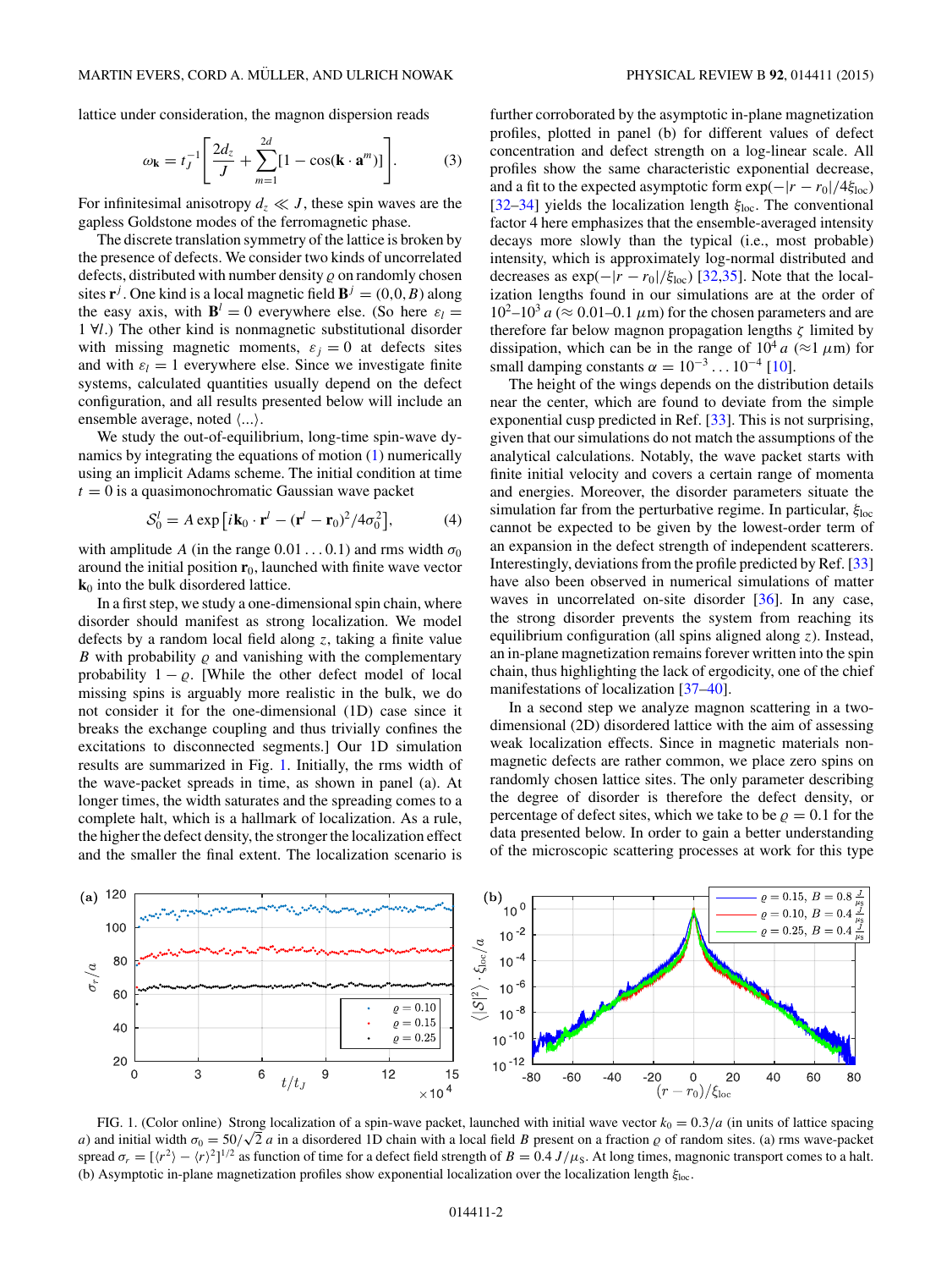lattice under consideration, the magnon dispersion reads

$$\omega_{\mathbf{k}} = t_J^{-1}\left[\frac{2d_z}{J} + \sum_{m=1}^{2d}[1-\cos(\mathbf{k}\cdot\mathbf{a}^m)]\right]. \quad (3)$$

For infinitesimal anisotropy $d_z \ll J$, these spin waves are the gapless Goldstone modes of the ferromagnetic phase.

The discrete translation symmetry of the lattice is broken by the presence of defects. We consider two kinds of uncorrelated defects, distributed with number density $\varrho$ on randomly chosen sites $\mathbf{r}^j$. One kind is a local magnetic field $\mathbf{B}^j = (0,0,B)$ along the easy axis, with $\mathbf{B}^l = 0$ everywhere else. (So here $\varepsilon_l = 1\ \forall l$.) The other kind is nonmagnetic substitutional disorder with missing magnetic moments, $\varepsilon_j = 0$ at defects sites and with $\varepsilon_l = 1$ everywhere else. Since we investigate finite systems, calculated quantities usually depend on the defect configuration, and all results presented below will include an ensemble average, noted $\langle\ldots\rangle$.

We study the out-of-equilibrium, long-time spin-wave dynamics by integrating the equations of motion (1) numerically using an implicit Adams scheme. The initial condition at time $t = 0$ is a quasimonochromatic Gaussian wave packet

$$\mathcal{S}_0^l = A\exp\left[i\mathbf{k}_0\cdot\mathbf{r}^l - (\mathbf{r}^l - \mathbf{r}_0)^2/4\sigma_0^2\right], \quad (4)$$

with amplitude $A$ (in the range $0.01\ldots0.1$) and rms width $\sigma_0$ around the initial position $\mathbf{r}_0$, launched with finite wave vector $\mathbf{k}_0$ into the bulk disordered lattice.

In a first step, we study a one-dimensional spin chain, where disorder should manifest as strong localization. We model defects by a random local field along $z$, taking a finite value $B$ with probability $\varrho$ and vanishing with the complementary probability $1-\varrho$. [While the other defect model of local missing spins is arguably more realistic in the bulk, we do not consider it for the one-dimensional (1D) case since it breaks the exchange coupling and thus trivially confines the excitations to disconnected segments.] Our 1D simulation results are summarized in Fig. 1. Initially, the rms width of the wave-packet spreads in time, as shown in panel (a). At longer times, the width saturates and the spreading comes to a complete halt, which is a hallmark of localization. As a rule, the higher the defect density, the stronger the localization effect and the smaller the final extent. The localization scenario is further corroborated by the asymptotic in-plane magnetization profiles, plotted in panel (b) for different values of defect concentration and defect strength on a log-linear scale. All profiles show the same characteristic exponential decrease, and a fit to the expected asymptotic form $\exp(-|r-r_0|/4\xi_{\text{loc}})$ [32–34] yields the localization length $\xi_{\text{loc}}$. The conventional factor 4 here emphasizes that the ensemble-averaged intensity decays more slowly than the typical (i.e., most probable) intensity, which is approximately log-normal distributed and decreases as $\exp(-|r-r_0|/\xi_{\text{loc}})$ [32,35]. Note that the localization lengths found in our simulations are at the order of $10^2$–$10^3\,a$ ($\approx 0.01$–$0.1\ \mu$m) for the chosen parameters and are therefore far below magnon propagation lengths $\zeta$ limited by dissipation, which can be in the range of $10^4\,a$ ($\approx 1\ \mu$m) for small damping constants $\alpha = 10^{-3}\ldots10^{-4}$ [10].

The height of the wings depends on the distribution details near the center, which are found to deviate from the simple exponential cusp predicted in Ref. [33]. This is not surprising, given that our simulations do not match the assumptions of the analytical calculations. Notably, the wave packet starts with finite initial velocity and covers a certain range of momenta and energies. Moreover, the disorder parameters situate the simulation far from the perturbative regime. In particular, $\xi_{\text{loc}}$ cannot be expected to be given by the lowest-order term of an expansion in the defect strength of independent scatterers. Interestingly, deviations from the profile predicted by Ref. [33] have also been observed in numerical simulations of matter waves in uncorrelated on-site disorder [36]. In any case, the strong disorder prevents the system from reaching its equilibrium configuration (all spins aligned along $z$). Instead, an in-plane magnetization remains forever written into the spin chain, thus highlighting the lack of ergodicity, one of the chief manifestations of localization [37–40].

In a second step we analyze magnon scattering in a two-dimensional (2D) disordered lattice with the aim of assessing weak localization effects. Since in magnetic materials nonmagnetic defects are rather common, we place zero spins on randomly chosen lattice sites. The only parameter describing the degree of disorder is therefore the defect density, or percentage of defect sites, which we take to be $\varrho = 0.1$ for the data presented below. In order to gain a better understanding of the microscopic scattering processes at work for this type

FIG. 1. (Color online) Strong localization of a spin-wave packet, launched with initial wave vector $k_0 = 0.3/a$ (in units of lattice spacing $a$) and initial width $\sigma_0 = 50/\sqrt{2}\,a$ in a disordered 1D chain with a local field $B$ present on a fraction $\varrho$ of random sites. (a) rms wave-packet spread $\sigma_r = [\langle r^2\rangle - \langle r\rangle^2]^{1/2}$ as function of time for a defect field strength of $B = 0.4\ J/\mu_{\text{S}}$. At long times, magnonic transport comes to a halt. (b) Asymptotic in-plane magnetization profiles show exponential localization over the localization length $\xi_{\text{loc}}$.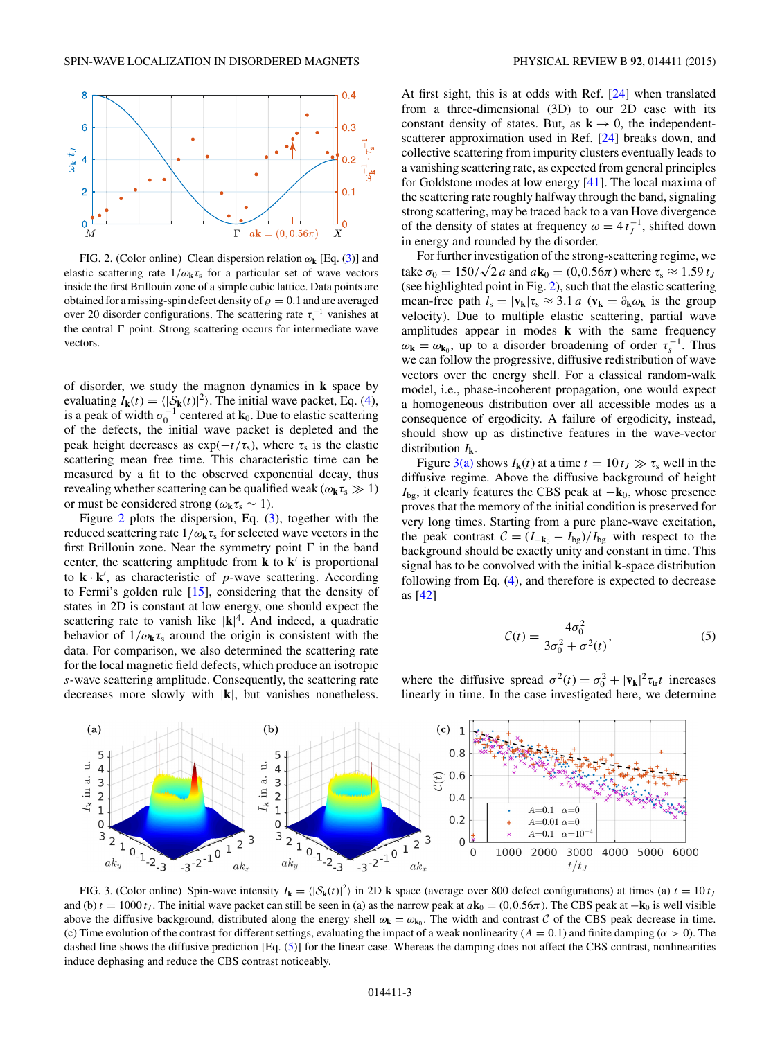FIG. 2. (Color online) Clean dispersion relation $\omega_{\mathbf{k}}$ [Eq. (3)] and elastic scattering rate $1/\omega_{\mathbf{k}}\tau_s$ for a particular set of wave vectors inside the first Brillouin zone of a simple cubic lattice. Data points are obtained for a missing-spin defect density of $\varrho = 0.1$ and are averaged over 20 disorder configurations. The scattering rate $\tau_s^{-1}$ vanishes at the central $\Gamma$ point. Strong scattering occurs for intermediate wave vectors.

of disorder, we study the magnon dynamics in $\mathbf{k}$ space by evaluating $I_{\mathbf{k}}(t) = \langle|\mathcal{S}_{\mathbf{k}}(t)|^2\rangle$. The initial wave packet, Eq. (4), is a peak of width $\sigma_0^{-1}$ centered at $\mathbf{k}_0$. Due to elastic scattering of the defects, the initial wave packet is depleted and the peak height decreases as $\exp(-t/\tau_s)$, where $\tau_s$ is the elastic scattering mean free time. This characteristic time can be measured by a fit to the observed exponential decay, thus revealing whether scattering can be qualified weak ($\omega_{\mathbf{k}}\tau_s \gg 1$) or must be considered strong ($\omega_{\mathbf{k}}\tau_s \sim 1$).

Figure 2 plots the dispersion, Eq. (3), together with the reduced scattering rate $1/\omega_{\mathbf{k}}\tau_s$ for selected wave vectors in the first Brillouin zone. Near the symmetry point $\Gamma$ in the band center, the scattering amplitude from $\mathbf{k}$ to $\mathbf{k}'$ is proportional to $\mathbf{k}\cdot\mathbf{k}'$, as characteristic of $p$-wave scattering. According to Fermi's golden rule [15], considering that the density of states in 2D is constant at low energy, one should expect the scattering rate to vanish like $|\mathbf{k}|^4$. And indeed, a quadratic behavior of $1/\omega_{\mathbf{k}}\tau_s$ around the origin is consistent with the data. For comparison, we also determined the scattering rate for the local magnetic field defects, which produce an isotropic $s$-wave scattering amplitude. Consequently, the scattering rate decreases more slowly with $|\mathbf{k}|$, but vanishes nonetheless. At first sight, this is at odds with Ref. [24] when translated from a three-dimensional (3D) to our 2D case with its constant density of states. But, as $\mathbf{k} \to 0$, the independent-scatterer approximation used in Ref. [24] breaks down, and collective scattering from impurity clusters eventually leads to a vanishing scattering rate, as expected from general principles for Goldstone modes at low energy [41]. The local maxima of the scattering rate roughly halfway through the band, signaling strong scattering, may be traced back to a van Hove divergence of the density of states at frequency $\omega = 4t_J^{-1}$, shifted down in energy and rounded by the disorder.

For further investigation of the strong-scattering regime, we take $\sigma_0 = 150/\sqrt{2}\,a$ and $a\mathbf{k}_0 = (0,0.56\pi)$ where $\tau_s \approx 1.59\,t_J$ (see highlighted point in Fig. 2), such that the elastic scattering mean-free path $l_s = |\mathbf{v}_{\mathbf{k}}|\tau_s \approx 3.1\,a$ ($\mathbf{v}_{\mathbf{k}} = \partial_{\mathbf{k}}\omega_{\mathbf{k}}$ is the group velocity). Due to multiple elastic scattering, partial wave amplitudes appear in modes $\mathbf{k}$ with the same frequency $\omega_{\mathbf{k}} = \omega_{\mathbf{k}_0}$, up to a disorder broadening of order $\tau_s^{-1}$. Thus we can follow the progressive, diffusive redistribution of wave vectors over the energy shell. For a classical random-walk model, i.e., phase-incoherent propagation, one would expect a homogeneous distribution over all accessible modes as a consequence of ergodicity. A failure of ergodicity, instead, should show up as distinctive features in the wave-vector distribution $I_{\mathbf{k}}$.

Figure 3(a) shows $I_{\mathbf{k}}(t)$ at a time $t = 10\,t_J \gg \tau_s$ well in the diffusive regime. Above the diffusive background of height $I_{\text{bg}}$, it clearly features the CBS peak at $-\mathbf{k}_0$, whose presence proves that the memory of the initial condition is preserved for very long times. Starting from a pure plane-wave excitation, the peak contrast $\mathcal{C} = (I_{-\mathbf{k}_0} - I_{\text{bg}})/I_{\text{bg}}$ with respect to the background should be exactly unity and constant in time. This signal has to be convolved with the initial $\mathbf{k}$-space distribution following from Eq. (4), and therefore is expected to decrease as [42]

$$\mathcal{C}(t) = \frac{4\sigma_0^2}{3\sigma_0^2 + \sigma^2(t)}, \tag{5}$$

where the diffusive spread $\sigma^2(t) = \sigma_0^2 + |\mathbf{v}_{\mathbf{k}}|^2\tau_{\text{tr}}t$ increases linearly in time. In the case investigated here, we determine

FIG. 3. (Color online) Spin-wave intensity $I_{\mathbf{k}} = \langle|\mathcal{S}_{\mathbf{k}}(t)|^2\rangle$ in 2D $\mathbf{k}$ space (average over 800 defect configurations) at times (a) $t = 10\,t_J$ and (b) $t = 1000\,t_J$. The initial wave packet can still be seen in (a) as the narrow peak at $a\mathbf{k}_0 = (0,0.56\pi)$. The CBS peak at $-\mathbf{k}_0$ is well visible above the diffusive background, distributed along the energy shell $\omega_{\mathbf{k}} = \omega_{\mathbf{k}_0}$. The width and contrast $\mathcal{C}$ of the CBS peak decrease in time. (c) Time evolution of the contrast for different settings, evaluating the impact of a weak nonlinearity ($A = 0.1$) and finite damping ($\alpha > 0$). The dashed line shows the diffusive prediction [Eq. (5)] for the linear case. Whereas the damping does not affect the CBS contrast, nonlinearities induce dephasing and reduce the CBS contrast noticeably.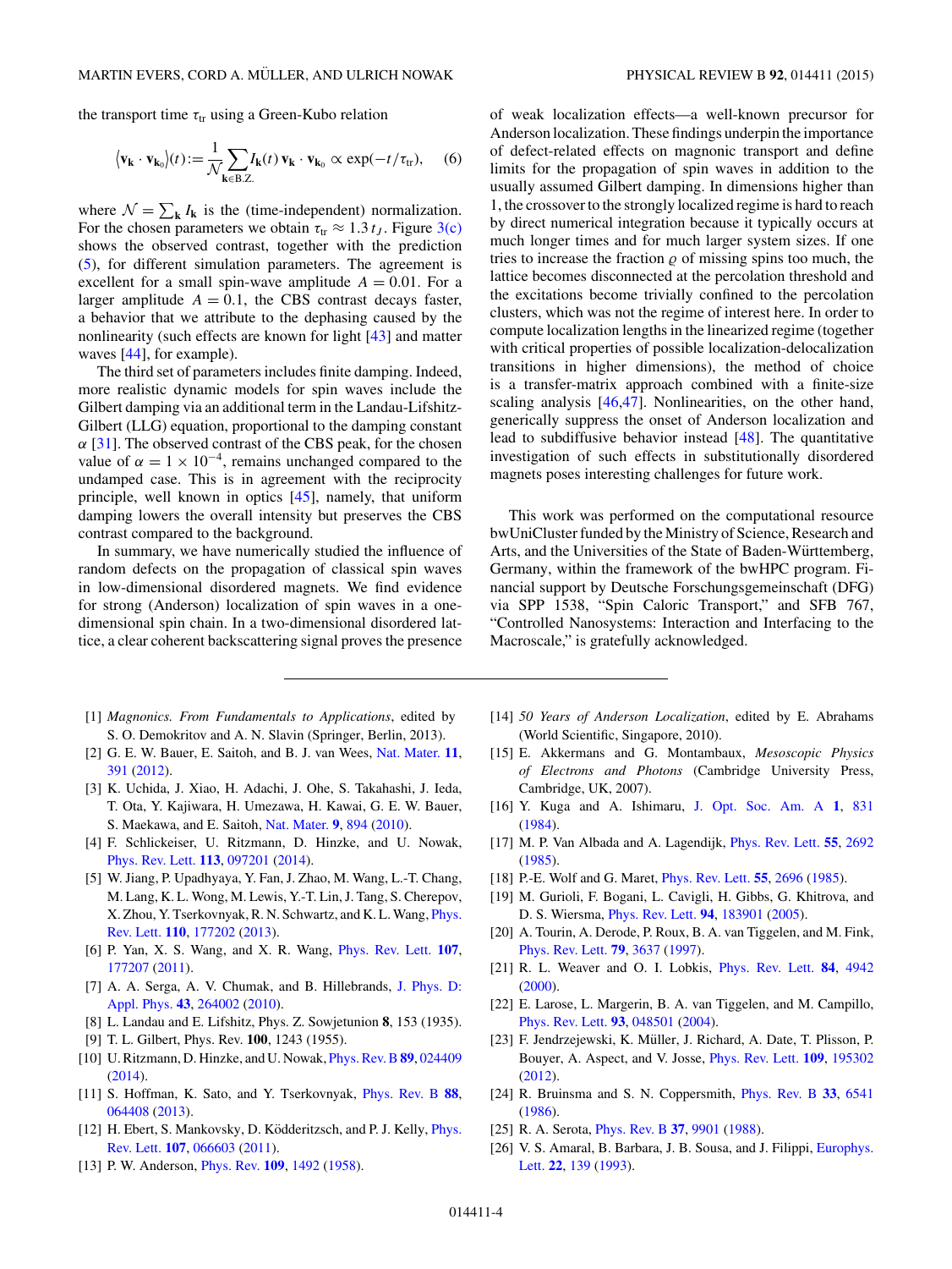the transport time $\tau_{\rm tr}$ using a Green-Kubo relation

$$\langle \mathbf{v_k} \cdot \mathbf{v_{k_0}} \rangle(t) := \frac{1}{\mathcal{N}} \sum_{\mathbf{k} \in \text{B.Z.}} I_{\mathbf{k}}(t)\, \mathbf{v_k} \cdot \mathbf{v_{k_0}} \propto \exp(-t/\tau_{\rm tr}), \quad (6)$$

where $\mathcal{N} = \sum_{\mathbf{k}} I_{\mathbf{k}}$ is the (time-independent) normalization. For the chosen parameters we obtain $\tau_{\rm tr} \approx 1.3\, t_J$. Figure 3(c) shows the observed contrast, together with the prediction (5), for different simulation parameters. The agreement is excellent for a small spin-wave amplitude $A = 0.01$. For a larger amplitude $A = 0.1$, the CBS contrast decays faster, a behavior that we attribute to the dephasing caused by the nonlinearity (such effects are known for light [43] and matter waves [44], for example).

The third set of parameters includes finite damping. Indeed, more realistic dynamic models for spin waves include the Gilbert damping via an additional term in the Landau-Lifshitz-Gilbert (LLG) equation, proportional to the damping constant $\alpha$ [31]. The observed contrast of the CBS peak, for the chosen value of $\alpha = 1 \times 10^{-4}$, remains unchanged compared to the undamped case. This is in agreement with the reciprocity principle, well known in optics [45], namely, that uniform damping lowers the overall intensity but preserves the CBS contrast compared to the background.

In summary, we have numerically studied the influence of random defects on the propagation of classical spin waves in low-dimensional disordered magnets. We find evidence for strong (Anderson) localization of spin waves in a one-dimensional spin chain. In a two-dimensional disordered lattice, a clear coherent backscattering signal proves the presence of weak localization effects—a well-known precursor for Anderson localization. These findings underpin the importance of defect-related effects on magnonic transport and define limits for the propagation of spin waves in addition to the usually assumed Gilbert damping. In dimensions higher than 1, the crossover to the strongly localized regime is hard to reach by direct numerical integration because it typically occurs at much longer times and for much larger system sizes. If one tries to increase the fraction $\varrho$ of missing spins too much, the lattice becomes disconnected at the percolation threshold and the excitations become trivially confined to the percolation clusters, which was not the regime of interest here. In order to compute localization lengths in the linearized regime (together with critical properties of possible localization-delocalization transitions in higher dimensions), the method of choice is a transfer-matrix approach combined with a finite-size scaling analysis [46,47]. Nonlinearities, on the other hand, generically suppress the onset of Anderson localization and lead to subdiffusive behavior instead [48]. The quantitative investigation of such effects in substitutionally disordered magnets poses interesting challenges for future work.

This work was performed on the computational resource bwUniCluster funded by the Ministry of Science, Research and Arts, and the Universities of the State of Baden-Württemberg, Germany, within the framework of the bwHPC program. Financial support by Deutsche Forschungsgemeinschaft (DFG) via SPP 1538, "Spin Caloric Transport," and SFB 767, "Controlled Nanosystems: Interaction and Interfacing to the Macroscale," is gratefully acknowledged.

---

[1] *Magnonics. From Fundamentals to Applications*, edited by S. O. Demokritov and A. N. Slavin (Springer, Berlin, 2013).

[2] G. E. W. Bauer, E. Saitoh, and B. J. van Wees, Nat. Mater. **11**, 391 (2012).

[3] K. Uchida, J. Xiao, H. Adachi, J. Ohe, S. Takahashi, J. Ieda, T. Ota, Y. Kajiwara, H. Umezawa, H. Kawai, G. E. W. Bauer, S. Maekawa, and E. Saitoh, Nat. Mater. **9**, 894 (2010).

[4] F. Schlickeiser, U. Ritzmann, D. Hinzke, and U. Nowak, Phys. Rev. Lett. **113**, 097201 (2014).

[5] W. Jiang, P. Upadhyaya, Y. Fan, J. Zhao, M. Wang, L.-T. Chang, M. Lang, K. L. Wong, M. Lewis, Y.-T. Lin, J. Tang, S. Cherepov, X. Zhou, Y. Tserkovnyak, R. N. Schwartz, and K. L. Wang, Phys. Rev. Lett. **110**, 177202 (2013).

[6] P. Yan, X. S. Wang, and X. R. Wang, Phys. Rev. Lett. **107**, 177207 (2011).

[7] A. A. Serga, A. V. Chumak, and B. Hillebrands, J. Phys. D: Appl. Phys. **43**, 264002 (2010).

[8] L. Landau and E. Lifshitz, Phys. Z. Sowjetunion **8**, 153 (1935).

[9] T. L. Gilbert, Phys. Rev. **100**, 1243 (1955).

[10] U. Ritzmann, D. Hinzke, and U. Nowak, Phys. Rev. B **89**, 024409 (2014).

[11] S. Hoffman, K. Sato, and Y. Tserkovnyak, Phys. Rev. B **88**, 064408 (2013).

[12] H. Ebert, S. Mankovsky, D. Ködderitzsch, and P. J. Kelly, Phys. Rev. Lett. **107**, 066603 (2011).

[13] P. W. Anderson, Phys. Rev. **109**, 1492 (1958).

[14] *50 Years of Anderson Localization*, edited by E. Abrahams (World Scientific, Singapore, 2010).

[15] E. Akkermans and G. Montambaux, *Mesoscopic Physics of Electrons and Photons* (Cambridge University Press, Cambridge, UK, 2007).

[16] Y. Kuga and A. Ishimaru, J. Opt. Soc. Am. A **1**, 831 (1984).

[17] M. P. Van Albada and A. Lagendijk, Phys. Rev. Lett. **55**, 2692 (1985).

[18] P.-E. Wolf and G. Maret, Phys. Rev. Lett. **55**, 2696 (1985).

[19] M. Gurioli, F. Bogani, L. Cavigli, H. Gibbs, G. Khitrova, and D. S. Wiersma, Phys. Rev. Lett. **94**, 183901 (2005).

[20] A. Tourin, A. Derode, P. Roux, B. A. van Tiggelen, and M. Fink, Phys. Rev. Lett. **79**, 3637 (1997).

[21] R. L. Weaver and O. I. Lobkis, Phys. Rev. Lett. **84**, 4942 (2000).

[22] E. Larose, L. Margerin, B. A. van Tiggelen, and M. Campillo, Phys. Rev. Lett. **93**, 048501 (2004).

[23] F. Jendrzejewski, K. Müller, J. Richard, A. Date, T. Plisson, P. Bouyer, A. Aspect, and V. Josse, Phys. Rev. Lett. **109**, 195302 (2012).

[24] R. Bruinsma and S. N. Coppersmith, Phys. Rev. B **33**, 6541 (1986).

[25] R. A. Serota, Phys. Rev. B **37**, 9901 (1988).

[26] V. S. Amaral, B. Barbara, J. B. Sousa, and J. Filippi, Europhys. Lett. **22**, 139 (1993).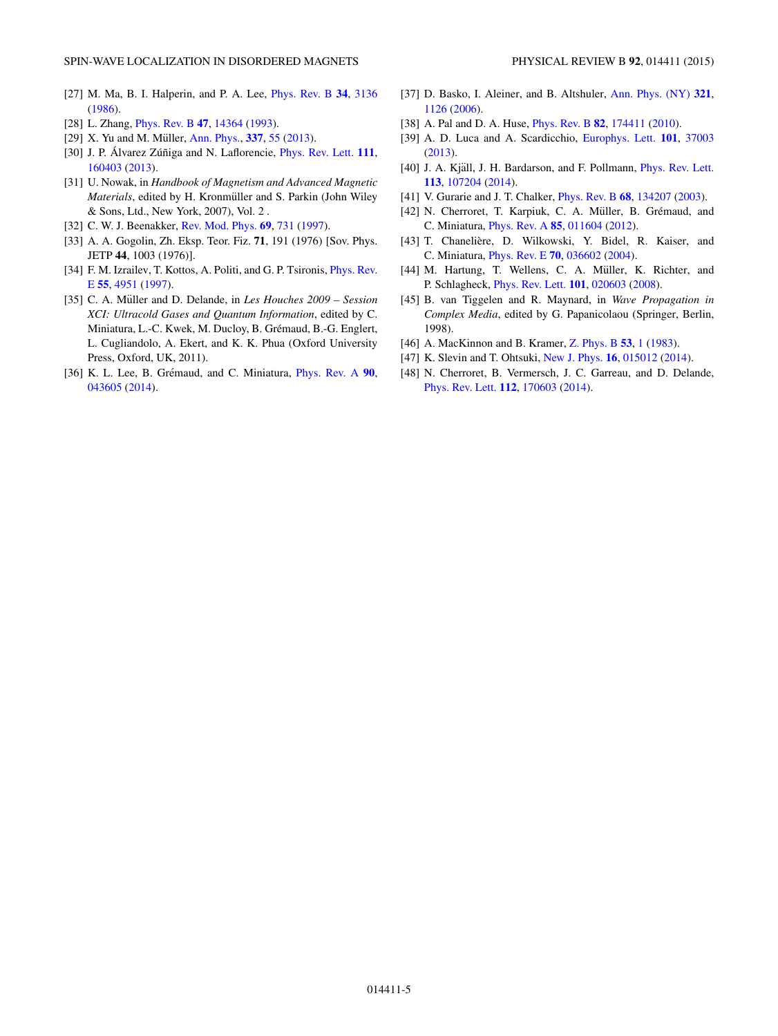[27] M. Ma, B. I. Halperin, and P. A. Lee, Phys. Rev. B **34**, 3136 (1986).

[28] L. Zhang, Phys. Rev. B **47**, 14364 (1993).

[29] X. Yu and M. Müller, Ann. Phys., **337**, 55 (2013).

[30] J. P. Álvarez Zúñiga and N. Laflorencie, Phys. Rev. Lett. **111**, 160403 (2013).

[31] U. Nowak, in *Handbook of Magnetism and Advanced Magnetic Materials*, edited by H. Kronmüller and S. Parkin (John Wiley & Sons, Ltd., New York, 2007), Vol. 2 .

[32] C. W. J. Beenakker, Rev. Mod. Phys. **69**, 731 (1997).

[33] A. A. Gogolin, Zh. Eksp. Teor. Fiz. **71**, 191 (1976) [Sov. Phys. JETP **44**, 1003 (1976)].

[34] F. M. Izrailev, T. Kottos, A. Politi, and G. P. Tsironis, Phys. Rev. E **55**, 4951 (1997).

[35] C. A. Müller and D. Delande, in *Les Houches 2009 – Session XCI: Ultracold Gases and Quantum Information*, edited by C. Miniatura, L.-C. Kwek, M. Ducloy, B. Grémaud, B.-G. Englert, L. Cugliandolo, A. Ekert, and K. K. Phua (Oxford University Press, Oxford, UK, 2011).

[36] K. L. Lee, B. Grémaud, and C. Miniatura, Phys. Rev. A **90**, 043605 (2014).

[37] D. Basko, I. Aleiner, and B. Altshuler, Ann. Phys. (NY) **321**, 1126 (2006).

[38] A. Pal and D. A. Huse, Phys. Rev. B **82**, 174411 (2010).

[39] A. D. Luca and A. Scardicchio, Europhys. Lett. **101**, 37003 (2013).

[40] J. A. Kjäll, J. H. Bardarson, and F. Pollmann, Phys. Rev. Lett. **113**, 107204 (2014).

[41] V. Gurarie and J. T. Chalker, Phys. Rev. B **68**, 134207 (2003).

[42] N. Cherroret, T. Karpiuk, C. A. Müller, B. Grémaud, and C. Miniatura, Phys. Rev. A **85**, 011604 (2012).

[43] T. Chanelière, D. Wilkowski, Y. Bidel, R. Kaiser, and C. Miniatura, Phys. Rev. E **70**, 036602 (2004).

[44] M. Hartung, T. Wellens, C. A. Müller, K. Richter, and P. Schlagheck, Phys. Rev. Lett. **101**, 020603 (2008).

[45] B. van Tiggelen and R. Maynard, in *Wave Propagation in Complex Media*, edited by G. Papanicolaou (Springer, Berlin, 1998).

[46] A. MacKinnon and B. Kramer, Z. Phys. B **53**, 1 (1983).

[47] K. Slevin and T. Ohtsuki, New J. Phys. **16**, 015012 (2014).

[48] N. Cherroret, B. Vermersch, J. C. Garreau, and D. Delande, Phys. Rev. Lett. **112**, 170603 (2014).